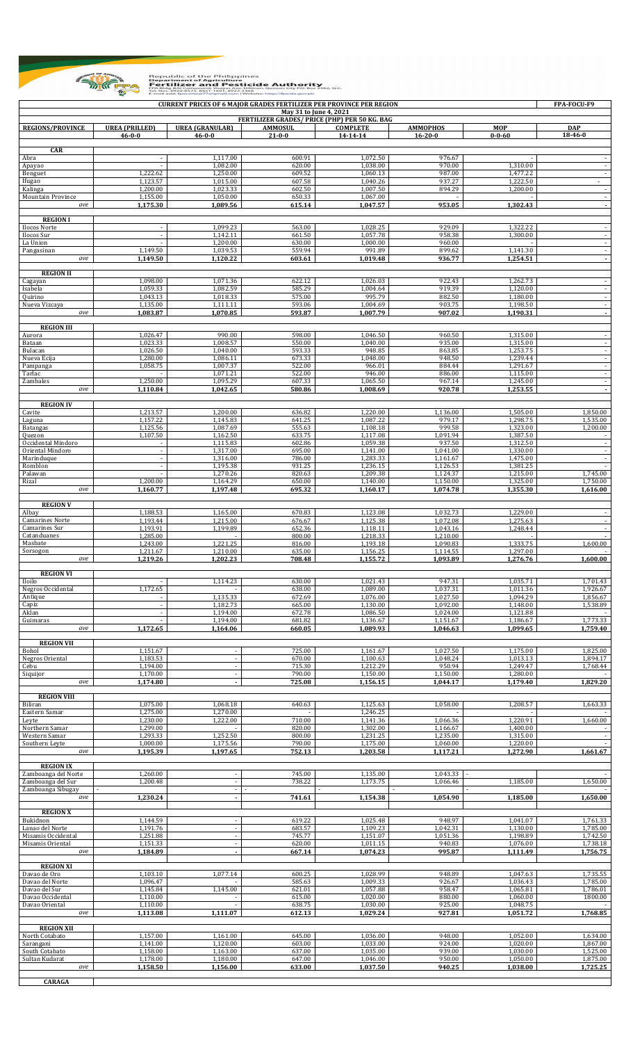Republic of the Philippines
Department of Agriculture
**Fertilizer and Pesticide Authority**

**CURRENT PRICES OF 6 MAJOR GRADES FERTILIZER PER PROVINCE PER REGION** — **FPA-FOCU-F9**

**May 31 to June 4, 2021**

**FERTILIZER GRADES/ PRICE (PHP) PER 50 KG. BAG**

| REGIONS/PROVINCE | UREA (PRILLED) 46-0-0 | UREA (GRANULAR) 46-0-0 | AMMOSUL 21-0-0 | COMPLETE 14-14-14 | AMMOPHOS 16-20-0 | MOP 0-0-60 | DAP 18-46-0 |
|---|---|---|---|---|---|---|---|
| **CAR** | | | | | | | |
| Abra | - | 1,117.00 | 600.91 | 1,072.50 | 976.67 | - | - |
| Apayao | - | 1,082.00 | 620.00 | 1,038.00 | 970.00 | 1,310.00 | - |
| Benguet | 1,222.62 | 1,250.00 | 609.52 | 1,060.13 | 987.00 | 1,477.22 | - |
| Ifugao | 1,123.57 | 1,015.00 | 607.58 | 1,040.26 | 937.27 | 1,222.50 | - |
| Kalinga | 1,200.00 | 1,023.33 | 602.50 | 1,007.50 | 894.29 | 1,200.00 | - |
| Mountain Province | 1,155.00 | 1,050.00 | 650.33 | 1,067.00 | - | - | - |
| *ave* | **1,175.30** | **1,089.56** | **615.14** | **1,047.57** | **953.05** | **1,302.43** | **-** |
| **REGION I** | | | | | | | |
| Ilocos Norte | - | 1,099.23 | 563.00 | 1,028.25 | 929.09 | 1,322.22 | - |
| Ilocos Sur | - | 1,142.11 | 661.50 | 1,057.78 | 958.38 | 1,300.00 | - |
| La Union | - | 1,200.00 | 630.00 | 1,000.00 | 960.00 | - | - |
| Pangasinan | 1,149.50 | 1,039.53 | 559.94 | 991.89 | 899.62 | 1,141.30 | - |
| *ave* | **1,149.50** | **1,120.22** | **603.61** | **1,019.48** | **936.77** | **1,254.51** | **-** |
| **REGION II** | | | | | | | |
| Cagayan | 1,098.00 | 1,071.36 | 622.12 | 1,026.03 | 922.43 | 1,262.73 | - |
| Isabela | 1,059.33 | 1,082.59 | 585.29 | 1,004.64 | 919.39 | 1,120.00 | - |
| Quirino | 1,043.13 | 1,018.33 | 575.00 | 995.79 | 882.50 | 1,180.00 | - |
| Nueva Vizcaya | 1,135.00 | 1,111.11 | 593.06 | 1,004.69 | 903.75 | 1,198.50 | - |
| *ave* | **1,083.87** | **1,070.85** | **593.87** | **1,007.79** | **907.02** | **1,190.31** | **-** |
| **REGION III** | | | | | | | |
| Aurora | 1,026.47 | 990.00 | 598.00 | 1,046.50 | 960.50 | 1,315.00 | - |
| Bataan | 1,023.33 | 1,008.57 | 550.00 | 1,040.00 | 935.00 | 1,315.00 | - |
| Bulacan | 1,026.50 | 1,040.00 | 593.33 | 948.85 | 863.85 | 1,253.75 | - |
| Nueva Ecija | 1,280.00 | 1,086.11 | 673.33 | 1,048.00 | 948.50 | 1,239.44 | - |
| Pampanga | 1,058.75 | 1,007.37 | 522.00 | 966.01 | 884.44 | 1,291.67 | - |
| Tarlac | - | 1,071.21 | 522.00 | 946.00 | 886.00 | 1,115.00 | - |
| Zambales | 1,250.00 | 1,095.29 | 607.33 | 1,065.50 | 967.14 | 1,245.00 | - |
| *ave* | **1,110.84** | **1,042.65** | **580.86** | **1,008.69** | **920.78** | **1,253.55** | **-** |
| **REGION IV** | | | | | | | |
| Cavite | 1,213.57 | 1,200.00 | 636.82 | 1,220.00 | 1,136.00 | 1,505.00 | 1,850.00 |
| Laguna | 1,157.22 | 1,145.83 | 641.25 | 1,087.22 | 979.17 | 1,298.75 | 1,535.00 |
| Batangas | 1,125.56 | 1,087.69 | 555.63 | 1,108.18 | 999.58 | 1,323.00 | 1,200.00 |
| Quezon | 1,107.50 | 1,162.50 | 633.75 | 1,117.08 | 1,091.94 | 1,387.50 | - |
| Occidental Mindoro | - | 1,115.83 | 602.86 | 1,059.38 | 937.50 | 1,312.50 | - |
| Oriental Mindoro | - | 1,317.00 | 695.00 | 1,141.00 | 1,041.00 | 1,330.00 | - |
| Marinduque | - | 1,316.00 | 786.00 | 1,283.33 | 1,161.67 | 1,475.00 | - |
| Romblon | - | 1,195.38 | 931.25 | 1,236.15 | 1,126.53 | 1,381.25 | - |
| Palawan | - | 1,270.26 | 820.63 | 1,209.38 | 1,124.37 | 1,215.00 | 1,745.00 |
| Rizal | 1,200.00 | 1,164.29 | 650.00 | 1,140.00 | 1,150.00 | 1,325.00 | 1,750.00 |
| *ave* | **1,160.77** | **1,197.48** | **695.32** | **1,160.17** | **1,074.78** | **1,355.30** | **1,616.00** |
| **REGION V** | | | | | | | |
| Albay | 1,188.53 | 1,165.00 | 670.83 | 1,123.08 | 1,032.73 | 1,229.00 | - |
| Camarines Norte | 1,193.44 | 1,215.00 | 676.67 | 1,125.38 | 1,072.08 | 1,275.63 | - |
| Camarines Sur | 1,193.91 | 1,199.89 | 652.36 | 1,118.11 | 1,043.16 | 1,248.44 | - |
| Catanduanes | 1,285.00 | - | 800.00 | 1,218.33 | 1,210.00 | - | - |
| Masbate | 1,243.00 | 1,221.25 | 816.00 | 1,193.18 | 1,090.83 | 1,333.75 | 1,600.00 |
| Sorsogon | 1,211.67 | 1,210.00 | 635.00 | 1,156.25 | 1,114.55 | 1,297.00 | - |
| *ave* | **1,219.26** | **1,202.23** | **708.48** | **1,155.72** | **1,093.89** | **1,276.76** | **1,600.00** |
| **REGION VI** | | | | | | | |
| Iloilo | - | 1,114.23 | 630.00 | 1,021.43 | 947.31 | 1,035.71 | 1,701.43 |
| Negros Occidental | 1,172.65 | - | 638.00 | 1,089.00 | 1,037.31 | 1,011.36 | 1,926.67 |
| Antique | - | 1,135.33 | 672.69 | 1,076.00 | 1,027.50 | 1,094.29 | 1,856.67 |
| Capiz | - | 1,182.73 | 665.00 | 1,130.00 | 1,092.00 | 1,148.00 | 1,538.89 |
| Aklan | - | 1,194.00 | 672.78 | 1,086.50 | 1,024.00 | 1,121.88 | - |
| Guimaras | - | 1,194.00 | 681.82 | 1,136.67 | 1,151.67 | 1,186.67 | 1,773.33 |
| *ave* | **1,172.65** | **1,164.06** | **660.05** | **1,089.93** | **1,046.63** | **1,099.65** | **1,759.40** |
| **REGION VII** | | | | | | | |
| Bohol | 1,151.67 | - | 725.00 | 1,161.67 | 1,027.50 | 1,175.00 | 1,825.00 |
| Negros Oriental | 1,183.53 | - | 670.00 | 1,100.63 | 1,048.24 | 1,013.13 | 1,894.17 |
| Cebu | 1,194.00 | - | 715.30 | 1,212.29 | 950.94 | 1,249.47 | 1,768.44 |
| Siquijor | 1,170.00 | - | 790.00 | 1,150.00 | 1,150.00 | 1,280.00 | - |
| *ave* | **1,174.80** | **-** | **725.08** | **1,156.15** | **1,044.17** | **1,179.40** | **1,829.20** |
| **REGION VIII** | | | | | | | |
| Biliran | 1,075.00 | 1,068.18 | 640.63 | 1,125.63 | 1,058.00 | 1,208.57 | 1,663.33 |
| Eastern Samar | 1,275.00 | 1,270.00 | - | 1,246.25 | - | - | - |
| Leyte | 1,230.00 | 1,222.00 | 710.00 | 1,141.36 | 1,066.36 | 1,220.91 | 1,660.00 |
| Northern Samar | 1,299.00 | - | 820.00 | 1,302.00 | 1,166.67 | 1,400.00 | - |
| Western Samar | 1,293.33 | 1,252.50 | 800.00 | 1,231.25 | 1,235.00 | 1,315.00 | - |
| Southern Leyte | 1,000.00 | 1,175.56 | 790.00 | 1,175.00 | 1,060.00 | 1,220.00 | - |
| *ave* | **1,195.39** | **1,197.65** | **752.13** | **1,203.58** | **1,117.21** | **1,272.90** | **1,661.67** |
| **REGION IX** | | | | | | | |
| Zamboanga del Norte | 1,260.00 | - | 745.00 | 1,135.00 | 1,043.33 | - | - |
| Zamboanga del Sur | 1,200.48 | - | 738.22 | 1,173.75 | 1,066.46 | 1,185.00 | 1,650.00 |
| Zamboanga Sibugay | - | - | - | - | - | - | - |
| *ave* | **1,230.24** | **-** | **741.61** | **1,154.38** | **1,054.90** | **1,185.00** | **1,650.00** |
| **REGION X** | | | | | | | |
| Bukidnon | 1,144.59 | - | 619.22 | 1,025.48 | 948.97 | 1,041.07 | 1,761.33 |
| Lanao del Norte | 1,191.76 | - | 683.57 | 1,109.23 | 1,042.31 | 1,130.00 | 1,785.00 |
| Misamis Occidental | 1,251.88 | - | 745.77 | 1,151.07 | 1,051.36 | 1,198.89 | 1,742.50 |
| Misamis Oriental | 1,151.33 | - | 620.00 | 1,011.15 | 940.83 | 1,076.00 | 1,738.18 |
| *ave* | **1,184.89** | **-** | **667.14** | **1,074.23** | **995.87** | **1,111.49** | **1,756.75** |
| **REGION XI** | | | | | | | |
| Davao de Oro | 1,103.10 | 1,077.14 | 600.25 | 1,028.99 | 948.89 | 1,047.63 | 1,735.55 |
| Davao del Norte | 1,096.47 | - | 585.63 | 1,009.33 | 926.67 | 1,036.43 | 1,785.00 |
| Davao del Sur | 1,145.84 | 1,145.00 | 621.01 | 1,057.88 | 958.47 | 1,065.81 | 1,786.01 |
| Davao Occidental | 1,110.00 | - | 615.00 | 1,020.00 | 880.00 | 1,060.00 | 1800.00 |
| Davao Oriental | 1,110.00 | - | 638.75 | 1,030.00 | 925.00 | 1,048.75 | - |
| *ave* | **1,113.08** | **1,111.07** | **612.13** | **1,029.24** | **927.81** | **1,051.72** | **1,768.85** |
| **REGION XII** | | | | | | | |
| North Cotabato | 1,157.00 | 1,161.00 | 645.00 | 1,036.00 | 948.00 | 1,052.00 | 1,634.00 |
| Sarangani | 1,141.00 | 1,120.00 | 603.00 | 1,033.00 | 924.00 | 1,020.00 | 1,867.00 |
| South Cotabato | 1,158.00 | 1,163.00 | 637.00 | 1,035.00 | 939.00 | 1,030.00 | 1,525.00 |
| Sultan Kudarat | 1,178.00 | 1,180.00 | 647.00 | 1,046.00 | 950.00 | 1,050.00 | 1,875.00 |
| *ave* | **1,158.50** | **1,156.00** | **633.00** | **1,037.50** | **940.25** | **1,038.00** | **1,725.25** |
| **CARAGA** | | | | | | | |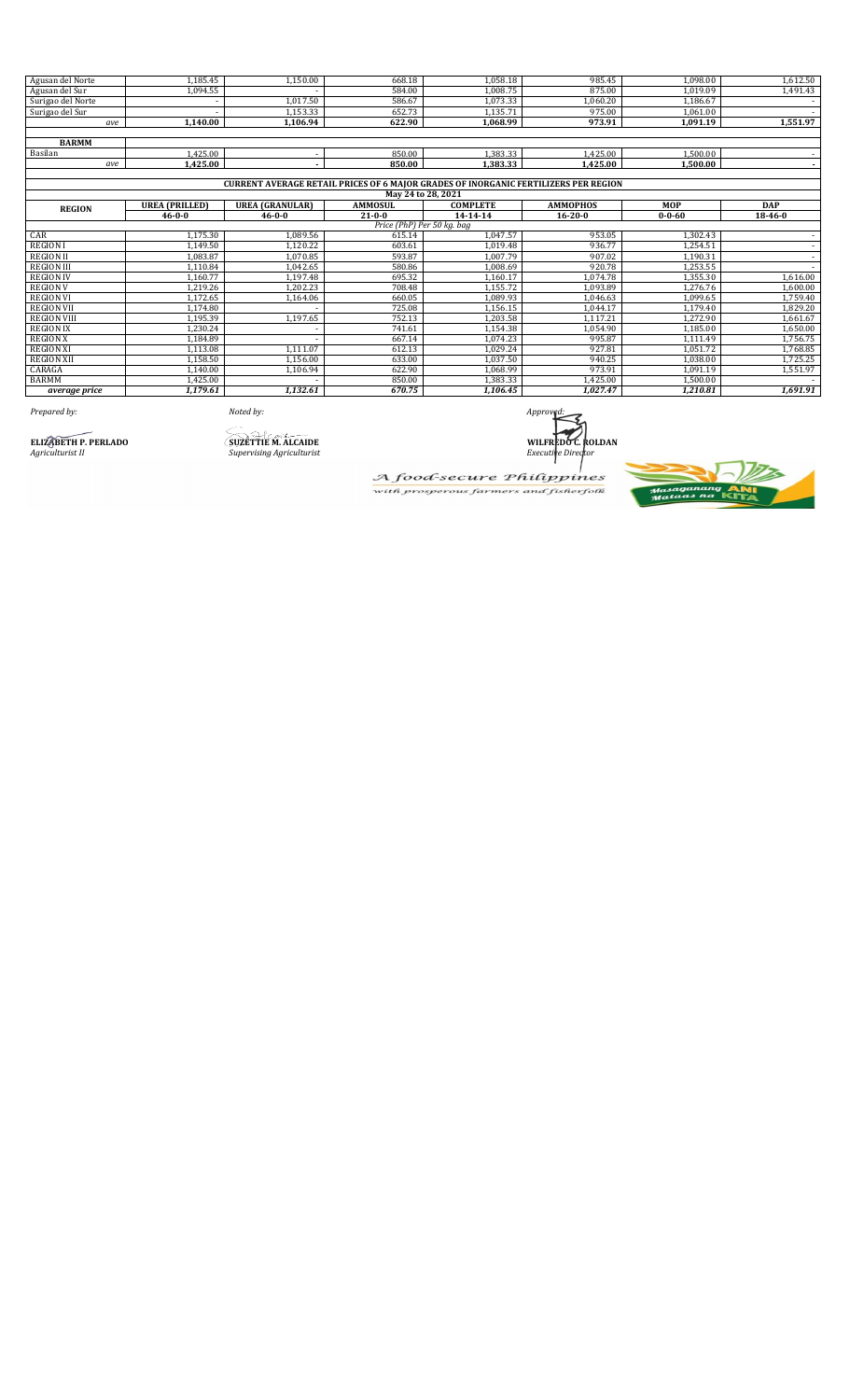| | | | | | | | |
|---|---|---|---|---|---|---|---|
| Agusan del Norte | 1,185.45 | 1,150.00 | 668.18 | 1,058.18 | 985.45 | 1,098.00 | 1,612.50 |
| Agusan del Sur | 1,094.55 | - | 584.00 | 1,008.75 | 875.00 | 1,019.09 | 1,491.43 |
| Surigao del Norte | - | 1,017.50 | 586.67 | 1,073.33 | 1,060.20 | 1,186.67 | - |
| Surigao del Sur | - | 1,153.33 | 652.73 | 1,135.71 | 975.00 | 1,061.00 | - |
| ave | **1,140.00** | **1,106.94** | **622.90** | **1,068.99** | **973.91** | **1,091.19** | **1,551.97** |
| **BARMM** | | | | | | | |
| Basilan | 1,425.00 | - | 850.00 | 1,383.33 | 1,425.00 | 1,500.00 | - |
| ave | **1,425.00** | **-** | **850.00** | **1,383.33** | **1,425.00** | **1,500.00** | **-** |

**CURRENT AVERAGE RETAIL PRICES OF 6 MAJOR GRADES OF INORGANIC FERTILIZERS PER REGION**

**May 24 to 28, 2021**

| REGION | UREA (PRILLED) | UREA (GRANULAR) | AMMOSUL | COMPLETE | AMMOPHOS | MOP | DAP |
|---|---|---|---|---|---|---|---|
| | 46-0-0 | 46-0-0 | 21-0-0 | 14-14-14 | 16-20-0 | 0-0-60 | 18-46-0 |
| | | | *Price (PhP) Per 50 kg. bag* | | | | |
| CAR | 1,175.30 | 1,089.56 | 615.14 | 1,047.57 | 953.05 | 1,302.43 | - |
| REGION I | 1,149.50 | 1,120.22 | 603.61 | 1,019.48 | 936.77 | 1,254.51 | - |
| REGION II | 1,083.87 | 1,070.85 | 593.87 | 1,007.79 | 907.02 | 1,190.31 | - |
| REGION III | 1,110.84 | 1,042.65 | 580.86 | 1,008.69 | 920.78 | 1,253.55 | - |
| REGION IV | 1,160.77 | 1,197.48 | 695.32 | 1,160.17 | 1,074.78 | 1,355.30 | 1,616.00 |
| REGION V | 1,219.26 | 1,202.23 | 708.48 | 1,155.72 | 1,093.89 | 1,276.76 | 1,600.00 |
| REGION VI | 1,172.65 | 1,164.06 | 660.05 | 1,089.93 | 1,046.63 | 1,099.65 | 1,759.40 |
| REGION VII | 1,174.80 | - | 725.08 | 1,156.15 | 1,044.17 | 1,179.40 | 1,829.20 |
| REGION VIII | 1,195.39 | 1,197.65 | 752.13 | 1,203.58 | 1,117.21 | 1,272.90 | 1,661.67 |
| REGION IX | 1,230.24 | - | 741.61 | 1,154.38 | 1,054.90 | 1,185.00 | 1,650.00 |
| REGION X | 1,184.89 | - | 667.14 | 1,074.23 | 995.87 | 1,111.49 | 1,756.75 |
| REGION XI | 1,113.08 | 1,111.07 | 612.13 | 1,029.24 | 927.81 | 1,051.72 | 1,768.85 |
| REGION XII | 1,158.50 | 1,156.00 | 633.00 | 1,037.50 | 940.25 | 1,038.00 | 1,725.25 |
| CARAGA | 1,140.00 | 1,106.94 | 622.90 | 1,068.99 | 973.91 | 1,091.19 | 1,551.97 |
| BARMM | 1,425.00 | - | 850.00 | 1,383.33 | 1,425.00 | 1,500.00 | - |
| ***average price*** | ***1,179.61*** | ***1,132.61*** | ***670.75*** | ***1,106.45*** | ***1,027.47*** | ***1,210.81*** | ***1,691.91*** |

*Prepared by:*

**ELIZABETH P. PERLADO**
*Agriculturist II*

*Noted by:*

**SUZETTIE M. ALCAIDE**
*Supervising Agriculturist*

*Approved:*

**WILFREDO C. ROLDAN**
*Executive Director*

*A food-secure Philippines with prosperous farmers and fisherfolk*

Masaganang ANI Mataas na KITA